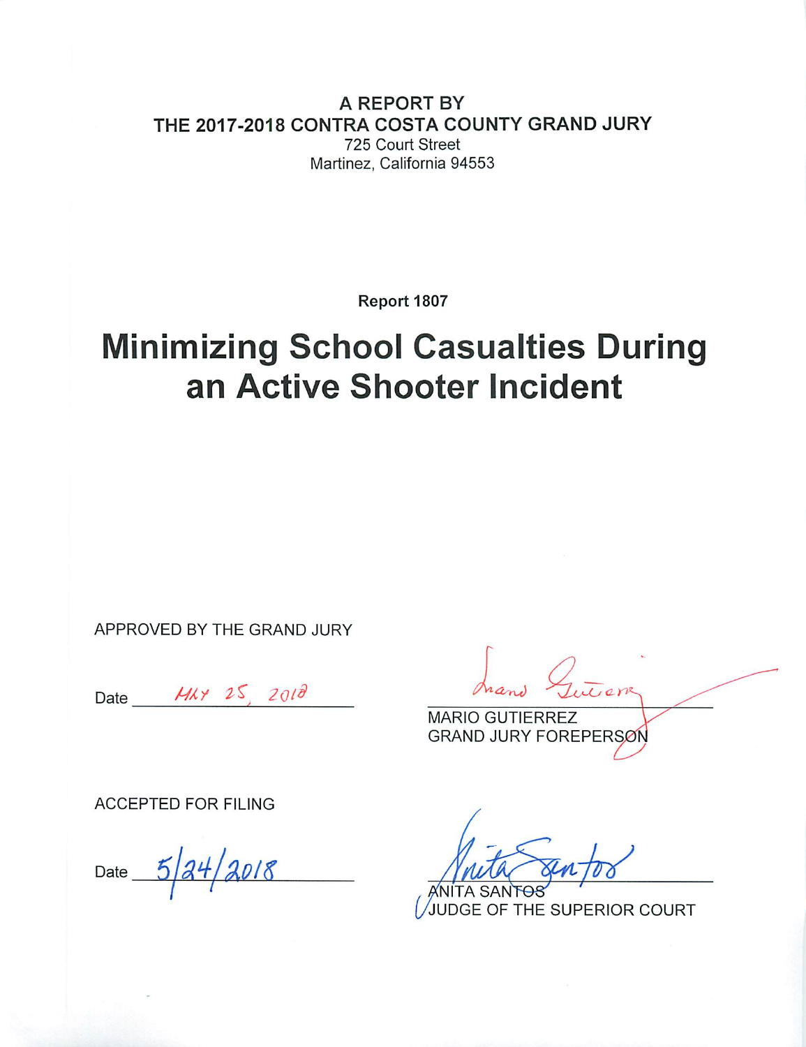**A REPORT BY**
**THE 2017-2018 CONTRA COSTA COUNTY GRAND JURY**
725 Court Street
Martinez, California 94553

**Report 1807**

# Minimizing School Casualties During an Active Shooter Incident

APPROVED BY THE GRAND JURY

Date MAY 25, 2018

MARIO GUTIERREZ
GRAND JURY FOREPERSON

ACCEPTED FOR FILING

Date 5/24/2018

ANITA SANTOS
JUDGE OF THE SUPERIOR COURT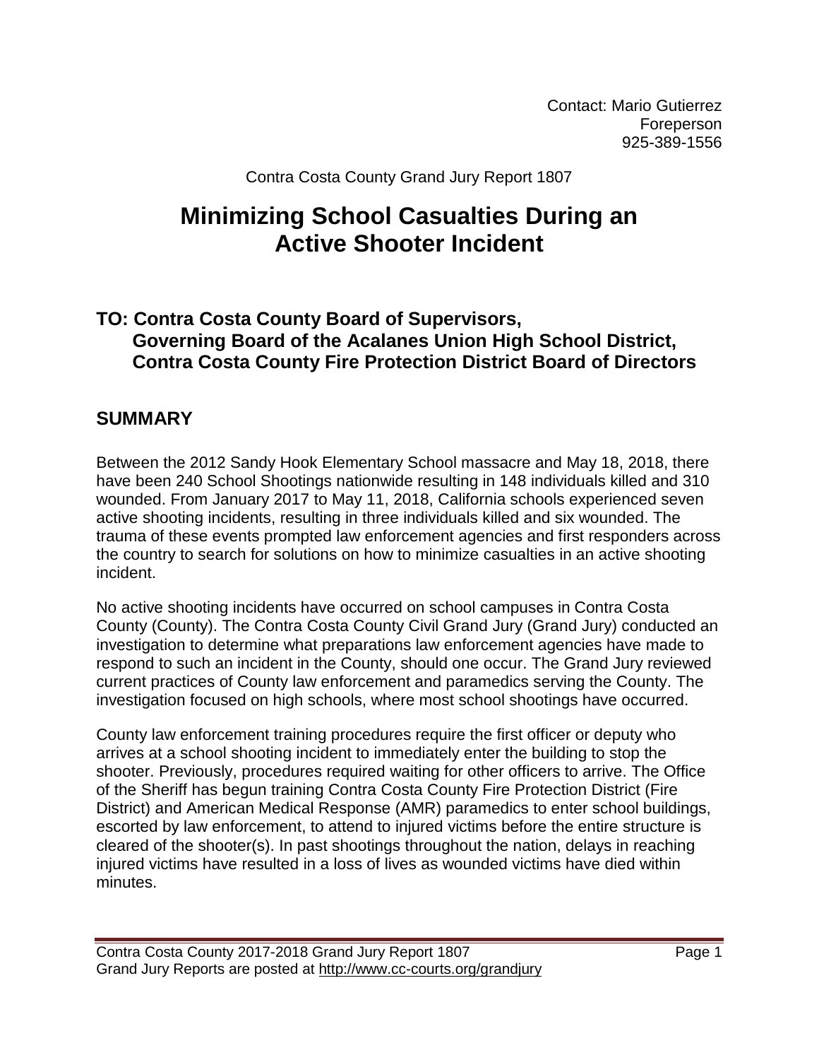Contact: Mario Gutierrez
Foreperson
925-389-1556

Contra Costa County Grand Jury Report 1807

# Minimizing School Casualties During an Active Shooter Incident

## TO: Contra Costa County Board of Supervisors, Governing Board of the Acalanes Union High School District, Contra Costa County Fire Protection District Board of Directors

## SUMMARY

Between the 2012 Sandy Hook Elementary School massacre and May 18, 2018, there have been 240 School Shootings nationwide resulting in 148 individuals killed and 310 wounded. From January 2017 to May 11, 2018, California schools experienced seven active shooting incidents, resulting in three individuals killed and six wounded. The trauma of these events prompted law enforcement agencies and first responders across the country to search for solutions on how to minimize casualties in an active shooting incident.

No active shooting incidents have occurred on school campuses in Contra Costa County (County). The Contra Costa County Civil Grand Jury (Grand Jury) conducted an investigation to determine what preparations law enforcement agencies have made to respond to such an incident in the County, should one occur. The Grand Jury reviewed current practices of County law enforcement and paramedics serving the County. The investigation focused on high schools, where most school shootings have occurred.

County law enforcement training procedures require the first officer or deputy who arrives at a school shooting incident to immediately enter the building to stop the shooter. Previously, procedures required waiting for other officers to arrive. The Office of the Sheriff has begun training Contra Costa County Fire Protection District (Fire District) and American Medical Response (AMR) paramedics to enter school buildings, escorted by law enforcement, to attend to injured victims before the entire structure is cleared of the shooter(s). In past shootings throughout the nation, delays in reaching injured victims have resulted in a loss of lives as wounded victims have died within minutes.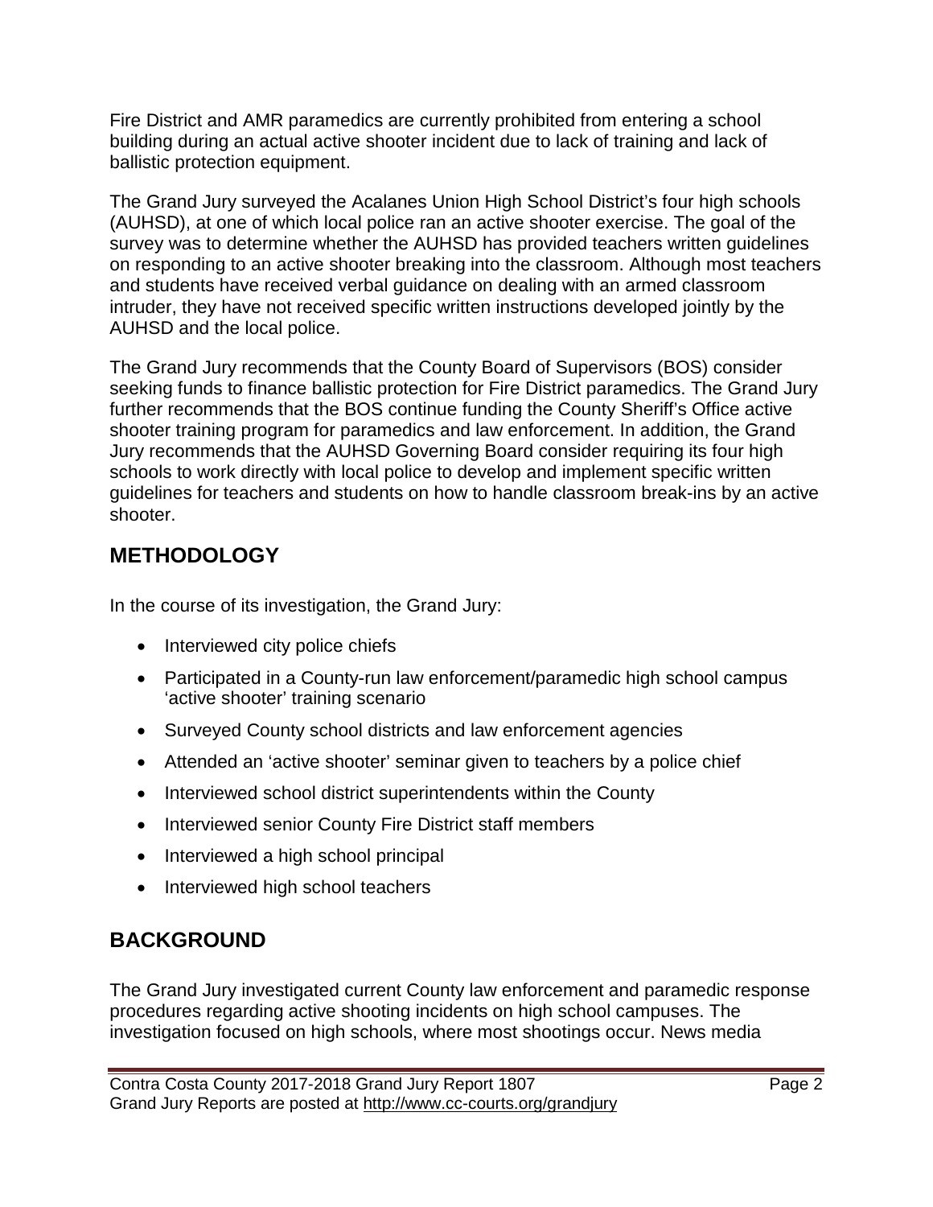Fire District and AMR paramedics are currently prohibited from entering a school building during an actual active shooter incident due to lack of training and lack of ballistic protection equipment.

The Grand Jury surveyed the Acalanes Union High School District's four high schools (AUHSD), at one of which local police ran an active shooter exercise. The goal of the survey was to determine whether the AUHSD has provided teachers written guidelines on responding to an active shooter breaking into the classroom. Although most teachers and students have received verbal guidance on dealing with an armed classroom intruder, they have not received specific written instructions developed jointly by the AUHSD and the local police.

The Grand Jury recommends that the County Board of Supervisors (BOS) consider seeking funds to finance ballistic protection for Fire District paramedics. The Grand Jury further recommends that the BOS continue funding the County Sheriff's Office active shooter training program for paramedics and law enforcement. In addition, the Grand Jury recommends that the AUHSD Governing Board consider requiring its four high schools to work directly with local police to develop and implement specific written guidelines for teachers and students on how to handle classroom break-ins by an active shooter.

## METHODOLOGY

In the course of its investigation, the Grand Jury:

- Interviewed city police chiefs
- Participated in a County-run law enforcement/paramedic high school campus 'active shooter' training scenario
- Surveyed County school districts and law enforcement agencies
- Attended an 'active shooter' seminar given to teachers by a police chief
- Interviewed school district superintendents within the County
- Interviewed senior County Fire District staff members
- Interviewed a high school principal
- Interviewed high school teachers

## BACKGROUND

The Grand Jury investigated current County law enforcement and paramedic response procedures regarding active shooting incidents on high school campuses. The investigation focused on high schools, where most shootings occur. News media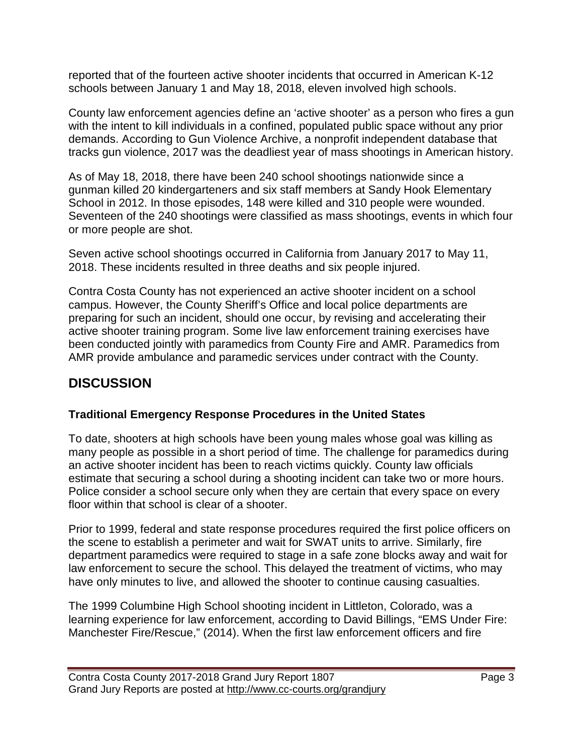reported that of the fourteen active shooter incidents that occurred in American K-12 schools between January 1 and May 18, 2018, eleven involved high schools.

County law enforcement agencies define an 'active shooter' as a person who fires a gun with the intent to kill individuals in a confined, populated public space without any prior demands. According to Gun Violence Archive, a nonprofit independent database that tracks gun violence, 2017 was the deadliest year of mass shootings in American history.

As of May 18, 2018, there have been 240 school shootings nationwide since a gunman killed 20 kindergarteners and six staff members at Sandy Hook Elementary School in 2012. In those episodes, 148 were killed and 310 people were wounded. Seventeen of the 240 shootings were classified as mass shootings, events in which four or more people are shot.

Seven active school shootings occurred in California from January 2017 to May 11, 2018. These incidents resulted in three deaths and six people injured.

Contra Costa County has not experienced an active shooter incident on a school campus. However, the County Sheriff's Office and local police departments are preparing for such an incident, should one occur, by revising and accelerating their active shooter training program. Some live law enforcement training exercises have been conducted jointly with paramedics from County Fire and AMR. Paramedics from AMR provide ambulance and paramedic services under contract with the County.

## DISCUSSION

### Traditional Emergency Response Procedures in the United States

To date, shooters at high schools have been young males whose goal was killing as many people as possible in a short period of time. The challenge for paramedics during an active shooter incident has been to reach victims quickly. County law officials estimate that securing a school during a shooting incident can take two or more hours. Police consider a school secure only when they are certain that every space on every floor within that school is clear of a shooter.

Prior to 1999, federal and state response procedures required the first police officers on the scene to establish a perimeter and wait for SWAT units to arrive. Similarly, fire department paramedics were required to stage in a safe zone blocks away and wait for law enforcement to secure the school. This delayed the treatment of victims, who may have only minutes to live, and allowed the shooter to continue causing casualties.

The 1999 Columbine High School shooting incident in Littleton, Colorado, was a learning experience for law enforcement, according to David Billings, "EMS Under Fire: Manchester Fire/Rescue," (2014). When the first law enforcement officers and fire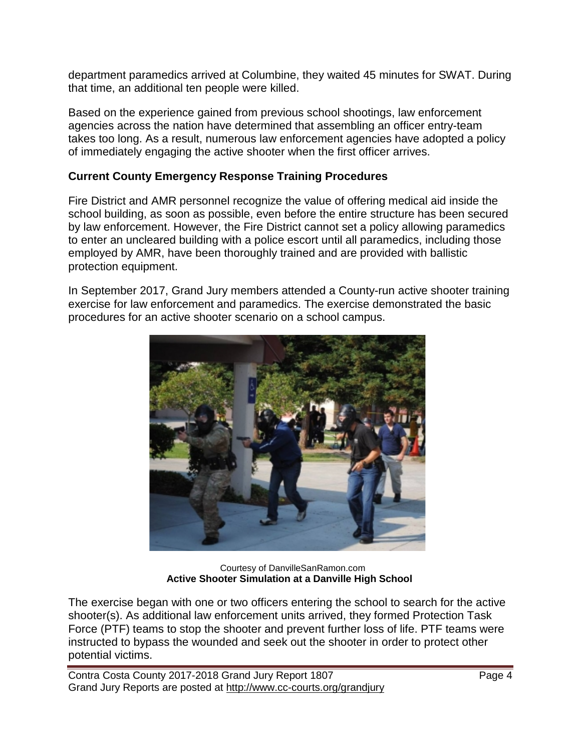department paramedics arrived at Columbine, they waited 45 minutes for SWAT. During that time, an additional ten people were killed.

Based on the experience gained from previous school shootings, law enforcement agencies across the nation have determined that assembling an officer entry-team takes too long. As a result, numerous law enforcement agencies have adopted a policy of immediately engaging the active shooter when the first officer arrives.

**Current County Emergency Response Training Procedures**

Fire District and AMR personnel recognize the value of offering medical aid inside the school building, as soon as possible, even before the entire structure has been secured by law enforcement. However, the Fire District cannot set a policy allowing paramedics to enter an uncleared building with a police escort until all paramedics, including those employed by AMR, have been thoroughly trained and are provided with ballistic protection equipment.

In September 2017, Grand Jury members attended a County-run active shooter training exercise for law enforcement and paramedics. The exercise demonstrated the basic procedures for an active shooter scenario on a school campus.

Courtesy of DanvilleSanRamon.com
**Active Shooter Simulation at a Danville High School**

The exercise began with one or two officers entering the school to search for the active shooter(s). As additional law enforcement units arrived, they formed Protection Task Force (PTF) teams to stop the shooter and prevent further loss of life. PTF teams were instructed to bypass the wounded and seek out the shooter in order to protect other potential victims.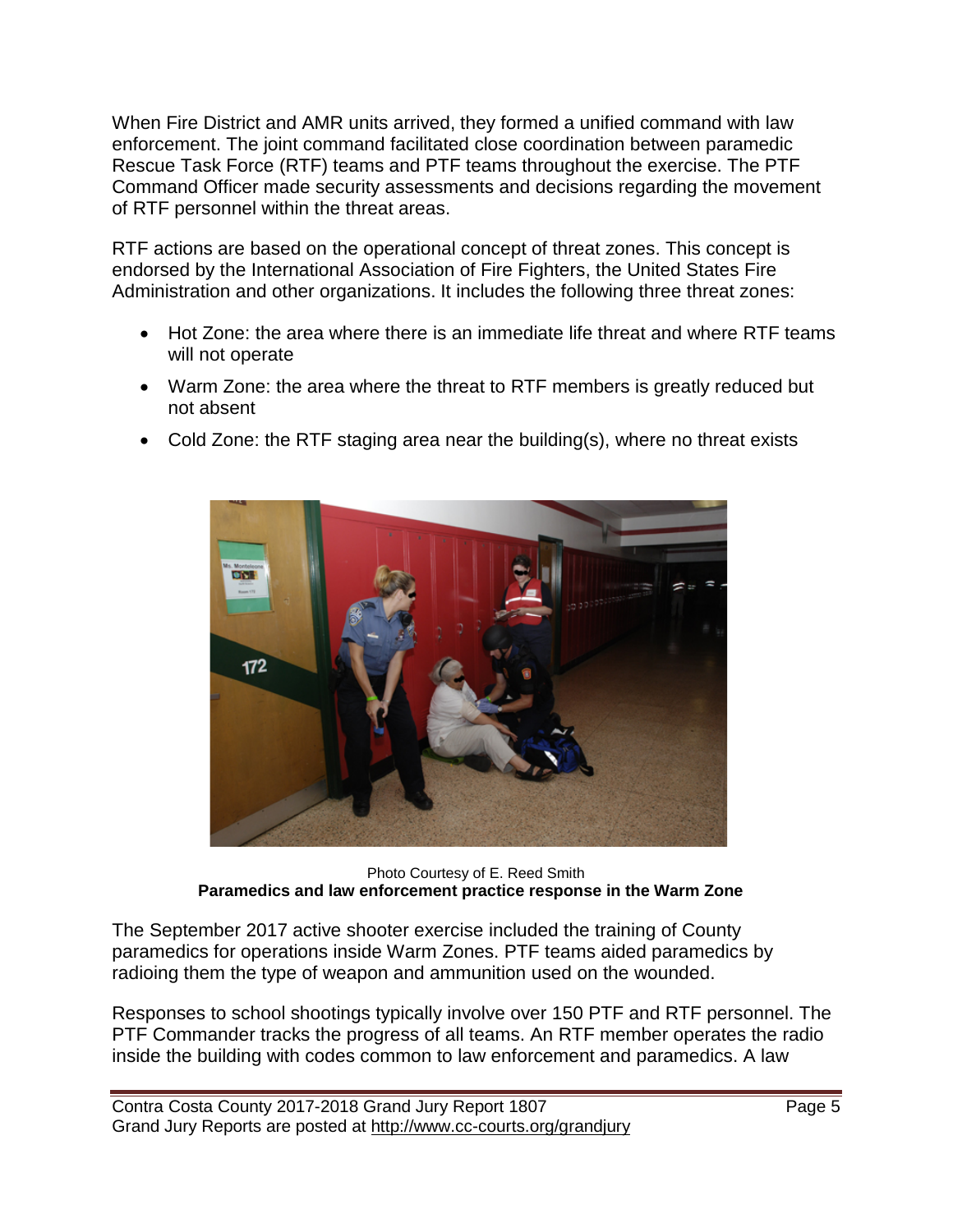When Fire District and AMR units arrived, they formed a unified command with law enforcement. The joint command facilitated close coordination between paramedic Rescue Task Force (RTF) teams and PTF teams throughout the exercise. The PTF Command Officer made security assessments and decisions regarding the movement of RTF personnel within the threat areas.

RTF actions are based on the operational concept of threat zones. This concept is endorsed by the International Association of Fire Fighters, the United States Fire Administration and other organizations. It includes the following three threat zones:

- Hot Zone: the area where there is an immediate life threat and where RTF teams will not operate
- Warm Zone: the area where the threat to RTF members is greatly reduced but not absent
- Cold Zone: the RTF staging area near the building(s), where no threat exists

Photo Courtesy of E. Reed Smith
**Paramedics and law enforcement practice response in the Warm Zone**

The September 2017 active shooter exercise included the training of County paramedics for operations inside Warm Zones. PTF teams aided paramedics by radioing them the type of weapon and ammunition used on the wounded.

Responses to school shootings typically involve over 150 PTF and RTF personnel. The PTF Commander tracks the progress of all teams. An RTF member operates the radio inside the building with codes common to law enforcement and paramedics. A law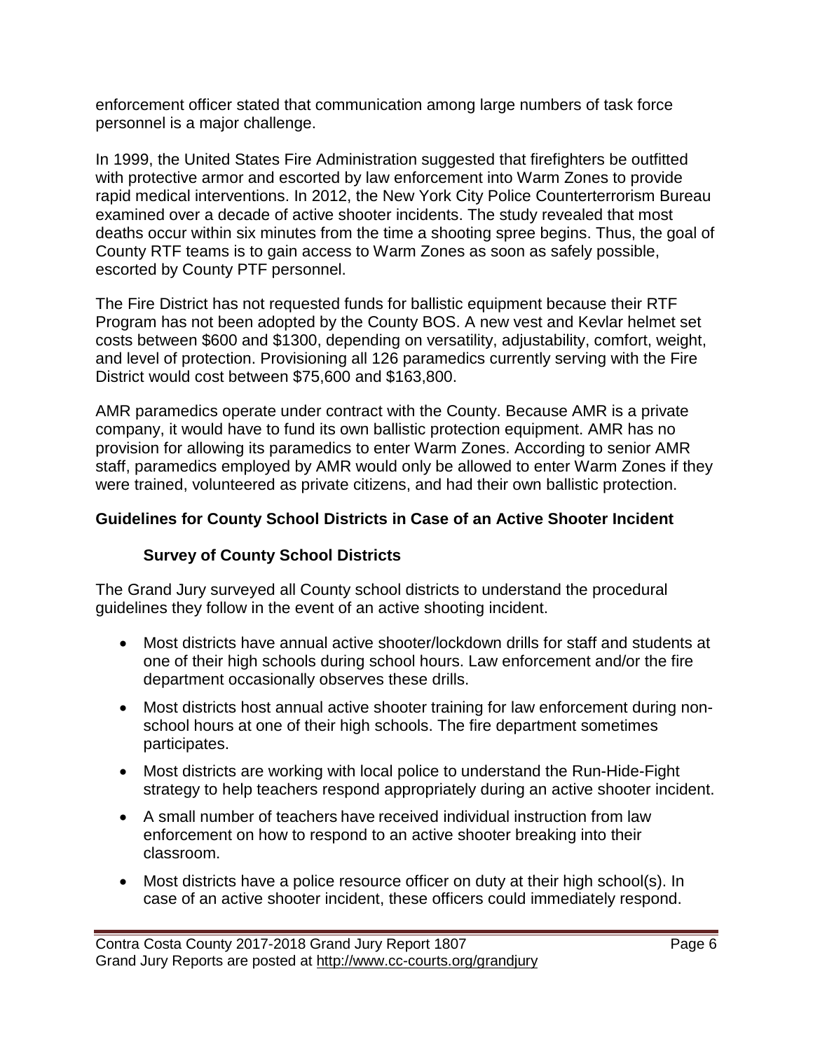enforcement officer stated that communication among large numbers of task force personnel is a major challenge.

In 1999, the United States Fire Administration suggested that firefighters be outfitted with protective armor and escorted by law enforcement into Warm Zones to provide rapid medical interventions. In 2012, the New York City Police Counterterrorism Bureau examined over a decade of active shooter incidents. The study revealed that most deaths occur within six minutes from the time a shooting spree begins. Thus, the goal of County RTF teams is to gain access to Warm Zones as soon as safely possible, escorted by County PTF personnel.

The Fire District has not requested funds for ballistic equipment because their RTF Program has not been adopted by the County BOS. A new vest and Kevlar helmet set costs between $600 and $1300, depending on versatility, adjustability, comfort, weight, and level of protection. Provisioning all 126 paramedics currently serving with the Fire District would cost between $75,600 and $163,800.

AMR paramedics operate under contract with the County. Because AMR is a private company, it would have to fund its own ballistic protection equipment. AMR has no provision for allowing its paramedics to enter Warm Zones. According to senior AMR staff, paramedics employed by AMR would only be allowed to enter Warm Zones if they were trained, volunteered as private citizens, and had their own ballistic protection.

## Guidelines for County School Districts in Case of an Active Shooter Incident

### Survey of County School Districts

The Grand Jury surveyed all County school districts to understand the procedural guidelines they follow in the event of an active shooting incident.

- Most districts have annual active shooter/lockdown drills for staff and students at one of their high schools during school hours. Law enforcement and/or the fire department occasionally observes these drills.
- Most districts host annual active shooter training for law enforcement during non-school hours at one of their high schools. The fire department sometimes participates.
- Most districts are working with local police to understand the Run-Hide-Fight strategy to help teachers respond appropriately during an active shooter incident.
- A small number of teachers have received individual instruction from law enforcement on how to respond to an active shooter breaking into their classroom.
- Most districts have a police resource officer on duty at their high school(s). In case of an active shooter incident, these officers could immediately respond.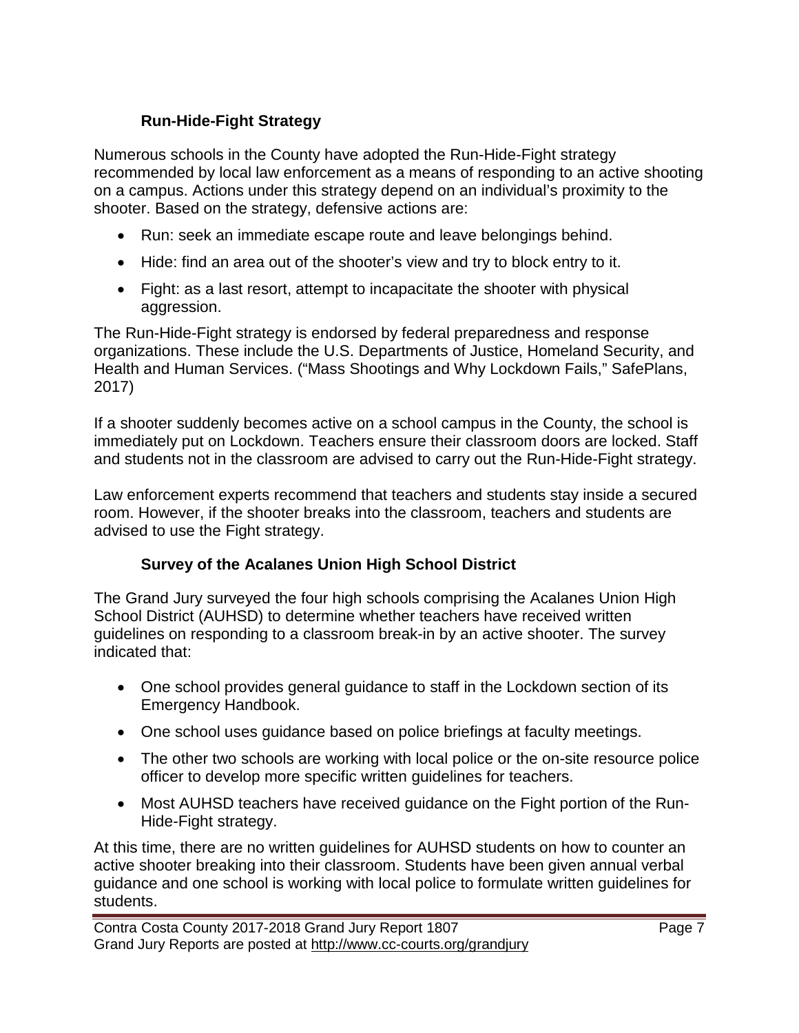### Run-Hide-Fight Strategy

Numerous schools in the County have adopted the Run-Hide-Fight strategy recommended by local law enforcement as a means of responding to an active shooting on a campus. Actions under this strategy depend on an individual's proximity to the shooter. Based on the strategy, defensive actions are:

- Run: seek an immediate escape route and leave belongings behind.
- Hide: find an area out of the shooter's view and try to block entry to it.
- Fight: as a last resort, attempt to incapacitate the shooter with physical aggression.

The Run-Hide-Fight strategy is endorsed by federal preparedness and response organizations. These include the U.S. Departments of Justice, Homeland Security, and Health and Human Services. ("Mass Shootings and Why Lockdown Fails," SafePlans, 2017)

If a shooter suddenly becomes active on a school campus in the County, the school is immediately put on Lockdown. Teachers ensure their classroom doors are locked. Staff and students not in the classroom are advised to carry out the Run-Hide-Fight strategy.

Law enforcement experts recommend that teachers and students stay inside a secured room. However, if the shooter breaks into the classroom, teachers and students are advised to use the Fight strategy.

### Survey of the Acalanes Union High School District

The Grand Jury surveyed the four high schools comprising the Acalanes Union High School District (AUHSD) to determine whether teachers have received written guidelines on responding to a classroom break-in by an active shooter. The survey indicated that:

- One school provides general guidance to staff in the Lockdown section of its Emergency Handbook.
- One school uses guidance based on police briefings at faculty meetings.
- The other two schools are working with local police or the on-site resource police officer to develop more specific written guidelines for teachers.
- Most AUHSD teachers have received guidance on the Fight portion of the Run-Hide-Fight strategy.

At this time, there are no written guidelines for AUHSD students on how to counter an active shooter breaking into their classroom. Students have been given annual verbal guidance and one school is working with local police to formulate written guidelines for students.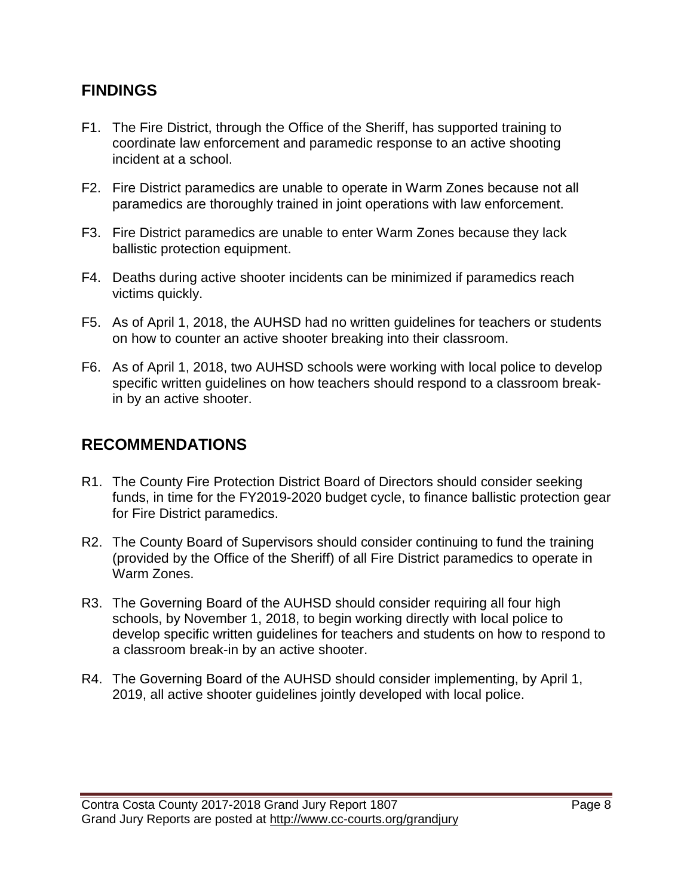## FINDINGS

F1. The Fire District, through the Office of the Sheriff, has supported training to coordinate law enforcement and paramedic response to an active shooting incident at a school.

F2. Fire District paramedics are unable to operate in Warm Zones because not all paramedics are thoroughly trained in joint operations with law enforcement.

F3. Fire District paramedics are unable to enter Warm Zones because they lack ballistic protection equipment.

F4. Deaths during active shooter incidents can be minimized if paramedics reach victims quickly.

F5. As of April 1, 2018, the AUHSD had no written guidelines for teachers or students on how to counter an active shooter breaking into their classroom.

F6. As of April 1, 2018, two AUHSD schools were working with local police to develop specific written guidelines on how teachers should respond to a classroom break-in by an active shooter.

## RECOMMENDATIONS

R1. The County Fire Protection District Board of Directors should consider seeking funds, in time for the FY2019-2020 budget cycle, to finance ballistic protection gear for Fire District paramedics.

R2. The County Board of Supervisors should consider continuing to fund the training (provided by the Office of the Sheriff) of all Fire District paramedics to operate in Warm Zones.

R3. The Governing Board of the AUHSD should consider requiring all four high schools, by November 1, 2018, to begin working directly with local police to develop specific written guidelines for teachers and students on how to respond to a classroom break-in by an active shooter.

R4. The Governing Board of the AUHSD should consider implementing, by April 1, 2019, all active shooter guidelines jointly developed with local police.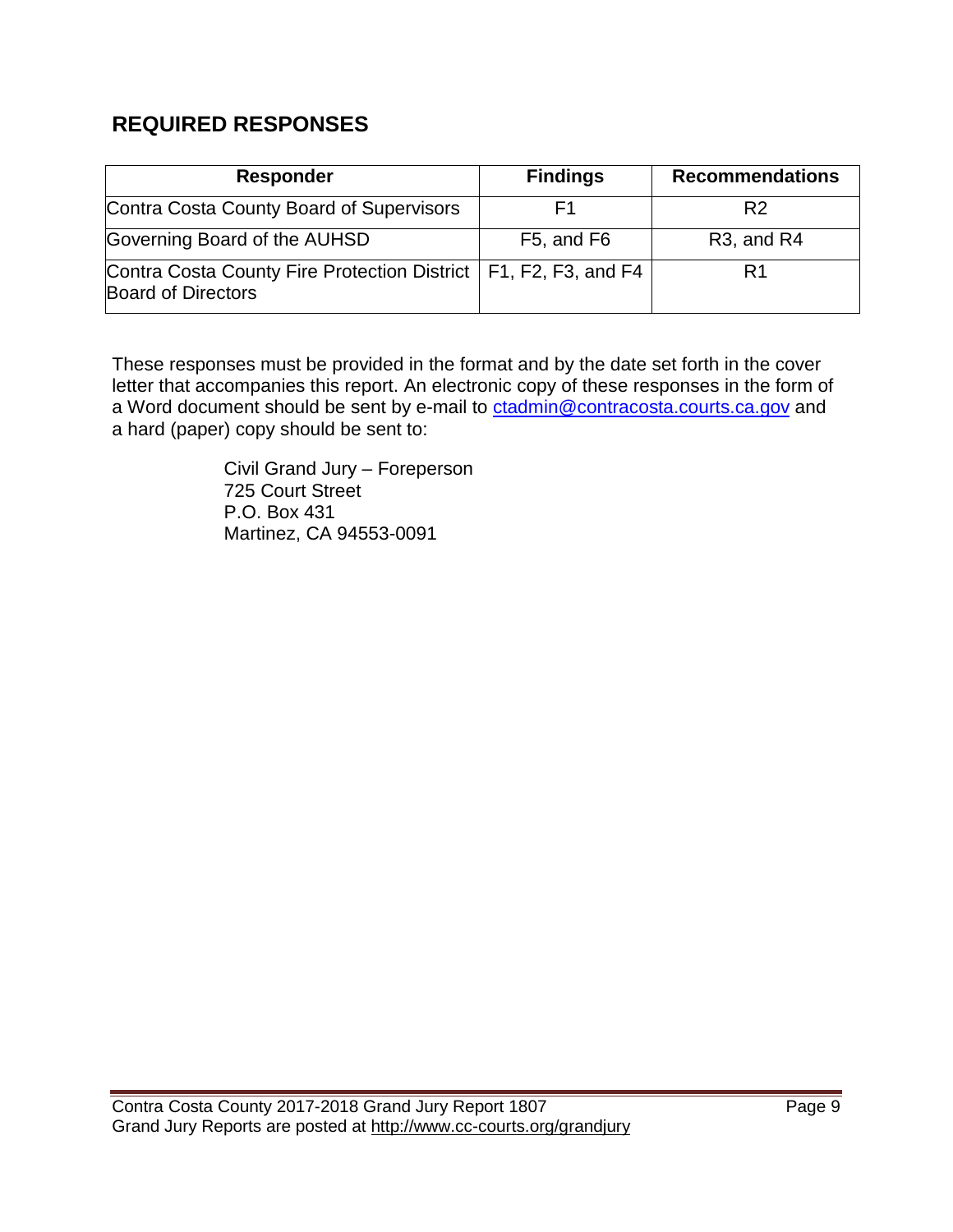## REQUIRED RESPONSES

| Responder | Findings | Recommendations |
|---|---|---|
| Contra Costa County Board of Supervisors | F1 | R2 |
| Governing Board of the AUHSD | F5, and F6 | R3, and R4 |
| Contra Costa County Fire Protection District Board of Directors | F1, F2, F3, and F4 | R1 |

These responses must be provided in the format and by the date set forth in the cover letter that accompanies this report. An electronic copy of these responses in the form of a Word document should be sent by e-mail to ctadmin@contracosta.courts.ca.gov and a hard (paper) copy should be sent to:

Civil Grand Jury – Foreperson
725 Court Street
P.O. Box 431
Martinez, CA 94553-0091